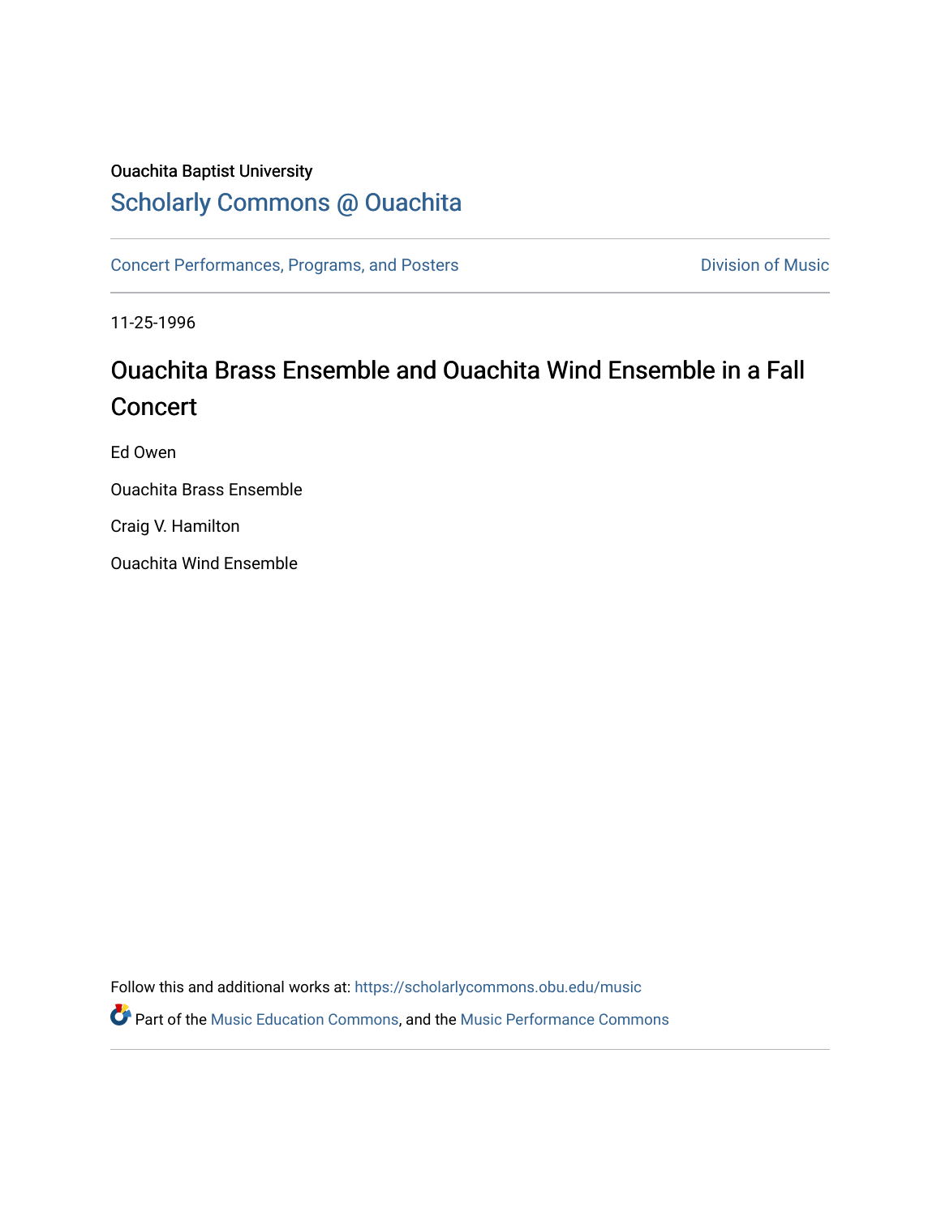Ouachita Baptist University

## Scholarly Commons @ Ouachita

Concert Performances, Programs, and Posters — Division of Music

11-25-1996

# Ouachita Brass Ensemble and Ouachita Wind Ensemble in a Fall Concert

Ed Owen

Ouachita Brass Ensemble

Craig V. Hamilton

Ouachita Wind Ensemble

Follow this and additional works at: https://scholarlycommons.obu.edu/music

Part of the Music Education Commons, and the Music Performance Commons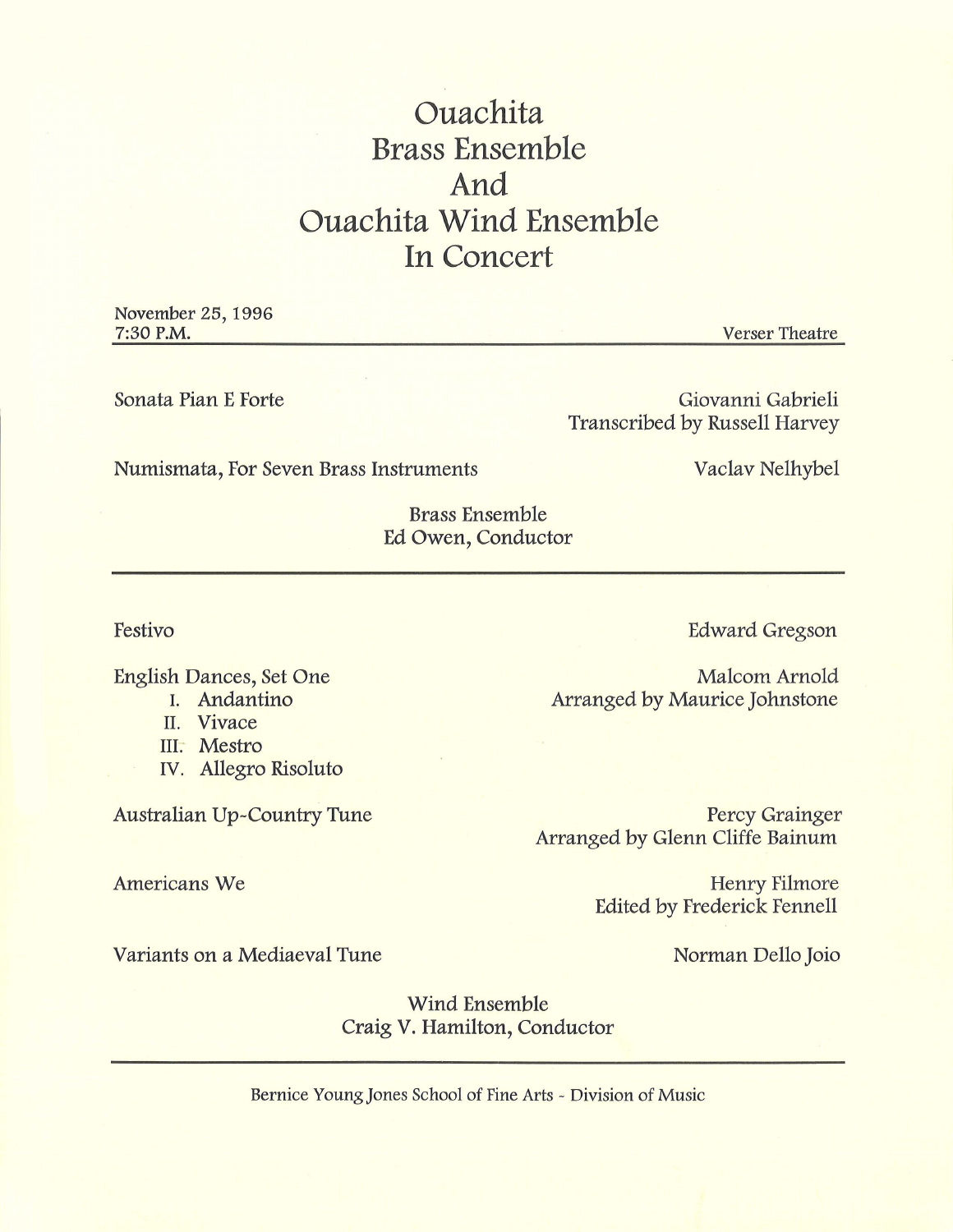# Ouachita Brass Ensemble And Ouachita Wind Ensemble In Concert

November 25, 1996
7:30 P.M.

Verser Theatre

---

Sonata Pian E Forte — Giovanni Gabrieli, Transcribed by Russell Harvey

Numismata, For Seven Brass Instruments — Vaclav Nelhybel

Brass Ensemble
Ed Owen, Conductor

---

Festivo — Edward Gregson

English Dances, Set One — Malcom Arnold, Arranged by Maurice Johnstone

- I. Andantino
- II. Vivace
- III. Mestro
- IV. Allegro Risoluto

Australian Up-Country Tune — Percy Grainger, Arranged by Glenn Cliffe Bainum

Americans We — Henry Filmore, Edited by Frederick Fennell

Variants on a Mediaeval Tune — Norman Dello Joio

Wind Ensemble
Craig V. Hamilton, Conductor

---

Bernice Young Jones School of Fine Arts - Division of Music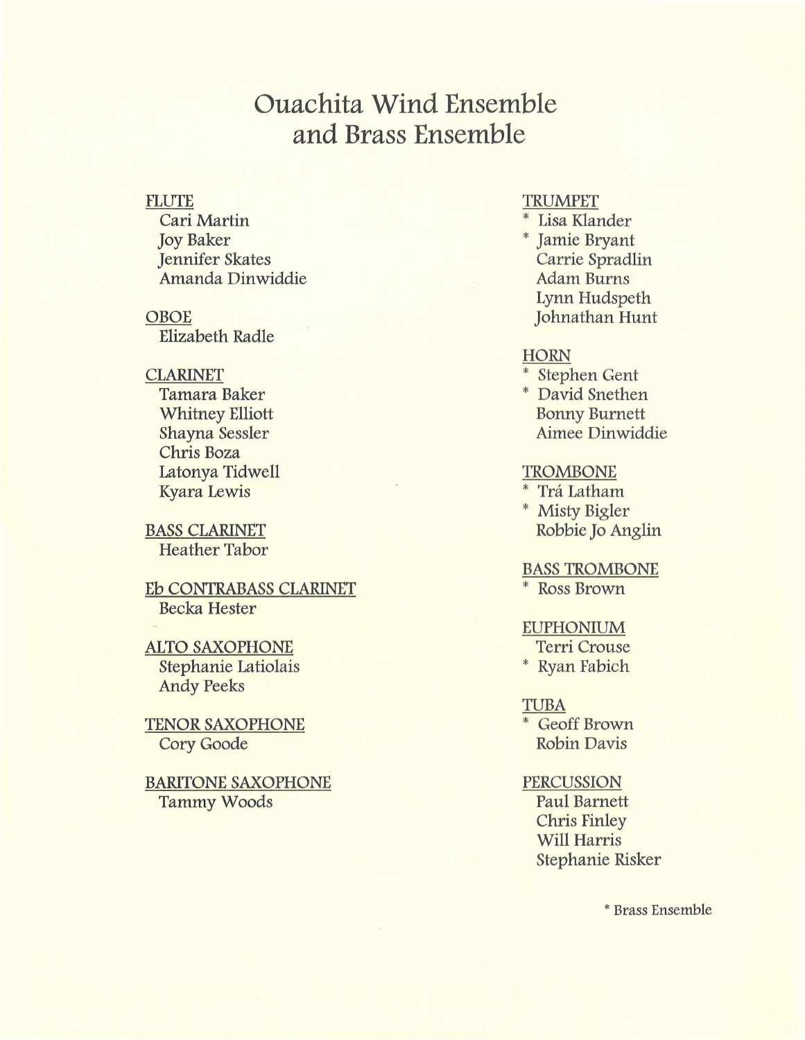# Ouachita Wind Ensemble and Brass Ensemble

FLUTE
Cari Martin
Joy Baker
Jennifer Skates
Amanda Dinwiddie

OBOE
Elizabeth Radle

CLARINET
Tamara Baker
Whitney Elliott
Shayna Sessler
Chris Boza
Latonya Tidwell
Kyara Lewis

BASS CLARINET
Heather Tabor

Eb CONTRABASS CLARINET
Becka Hester

ALTO SAXOPHONE
Stephanie Latiolais
Andy Peeks

TENOR SAXOPHONE
Cory Goode

BARITONE SAXOPHONE
Tammy Woods

TRUMPET
* Lisa Klander
* Jamie Bryant
Carrie Spradlin
Adam Burns
Lynn Hudspeth
Johnathan Hunt

HORN
* Stephen Gent
* David Snethen
Bonny Burnett
Aimee Dinwiddie

TROMBONE
* Trá Latham
* Misty Bigler
Robbie Jo Anglin

BASS TROMBONE
* Ross Brown

EUPHONIUM
Terri Crouse
* Ryan Fabich

TUBA
* Geoff Brown
Robin Davis

PERCUSSION
Paul Barnett
Chris Finley
Will Harris
Stephanie Risker

* Brass Ensemble